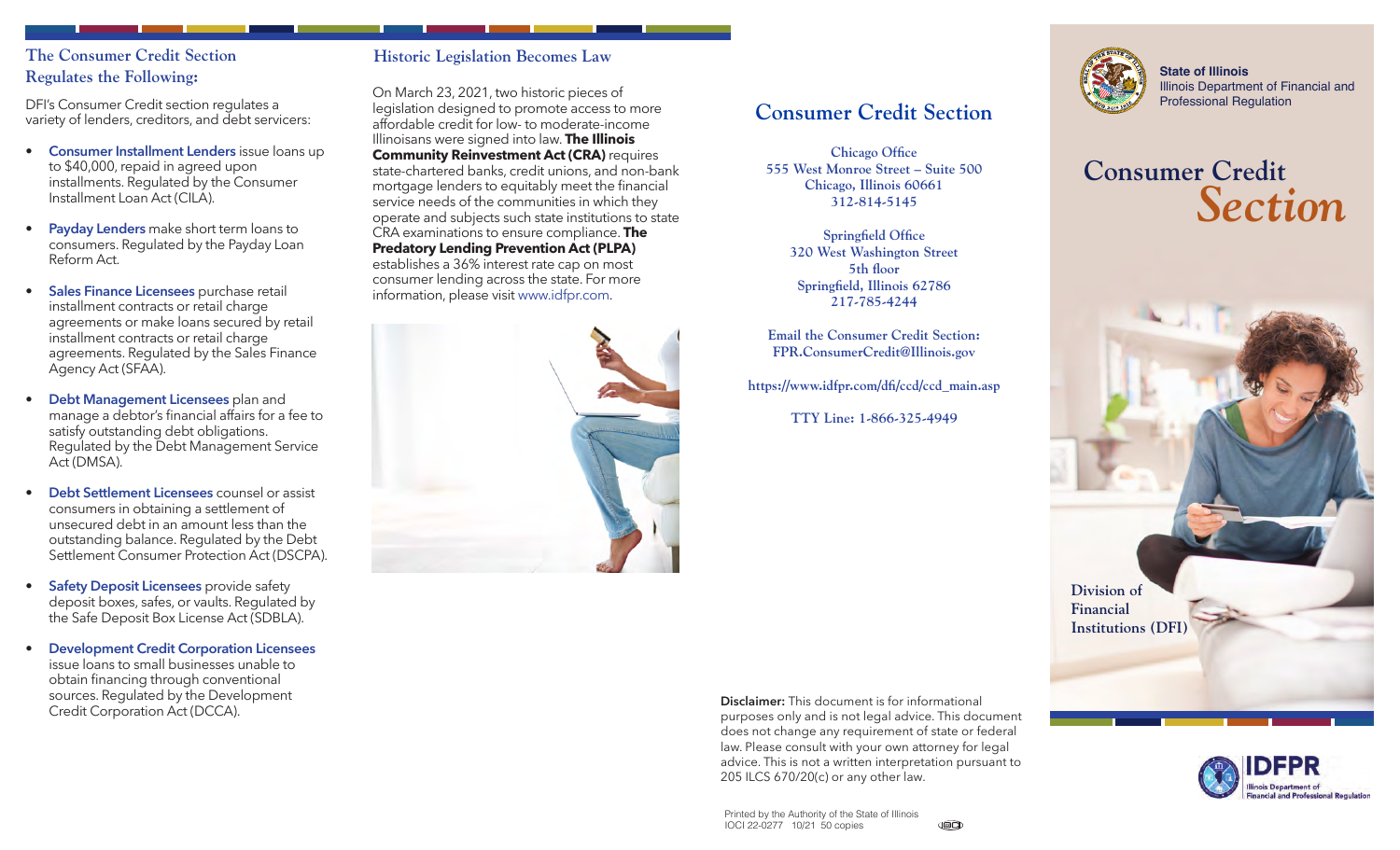## The Consumer Credit Section Regulates the Following:

DFI's Consumer Credit section regulates a variety of lenders, creditors, and debt servicers:

- **Consumer Installment Lenders** issue loans up to $40,000, repaid in agreed upon installments. Regulated by the Consumer Installment Loan Act (CILA).
- **Payday Lenders** make short term loans to consumers. Regulated by the Payday Loan Reform Act.
- **Sales Finance Licensees** purchase retail installment contracts or retail charge agreements or make loans secured by retail installment contracts or retail charge agreements. Regulated by the Sales Finance Agency Act (SFAA).
- **Debt Management Licensees** plan and manage a debtor's financial affairs for a fee to satisfy outstanding debt obligations. Regulated by the Debt Management Service Act (DMSA).
- **Debt Settlement Licensees** counsel or assist consumers in obtaining a settlement of unsecured debt in an amount less than the outstanding balance. Regulated by the Debt Settlement Consumer Protection Act (DSCPA).
- **Safety Deposit Licensees** provide safety deposit boxes, safes, or vaults. Regulated by the Safe Deposit Box License Act (SDBLA).
- **Development Credit Corporation Licensees** issue loans to small businesses unable to obtain financing through conventional sources. Regulated by the Development Credit Corporation Act (DCCA).

## Historic Legislation Becomes Law

On March 23, 2021, two historic pieces of legislation designed to promote access to more affordable credit for low- to moderate-income Illinoisans were signed into law. **The Illinois Community Reinvestment Act (CRA)** requires state-chartered banks, credit unions, and non-bank mortgage lenders to equitably meet the financial service needs of the communities in which they operate and subjects such state institutions to state CRA examinations to ensure compliance. **The Predatory Lending Prevention Act (PLPA)** establishes a 36% interest rate cap on most consumer lending across the state. For more information, please visit www.idfpr.com.

## Consumer Credit Section

**Chicago Office**
**555 West Monroe Street – Suite 500**
**Chicago, Illinois 60661**
**312-814-5145**

**Springfield Office**
**320 West Washington Street**
**5th floor**
**Springfield, Illinois 62786**
**217-785-4244**

**Email the Consumer Credit Section:**
**FPR.ConsumerCredit@Illinois.gov**

**https://www.idfpr.com/dfi/ccd/ccd_main.asp**

**TTY Line: 1-866-325-4949**

**Disclaimer:** This document is for informational purposes only and is not legal advice. This document does not change any requirement of state or federal law. Please consult with your own attorney for legal advice. This is not a written interpretation pursuant to 205 ILCS 670/20(c) or any other law.

Printed by the Authority of the State of Illinois
IOCI 22-0277 10/21 50 copies

**State of Illinois**
Illinois Department of Financial and Professional Regulation

# Consumer Credit *Section*

**Division of Financial Institutions (DFI)**

IDFPR
Illinois Department of Financial and Professional Regulation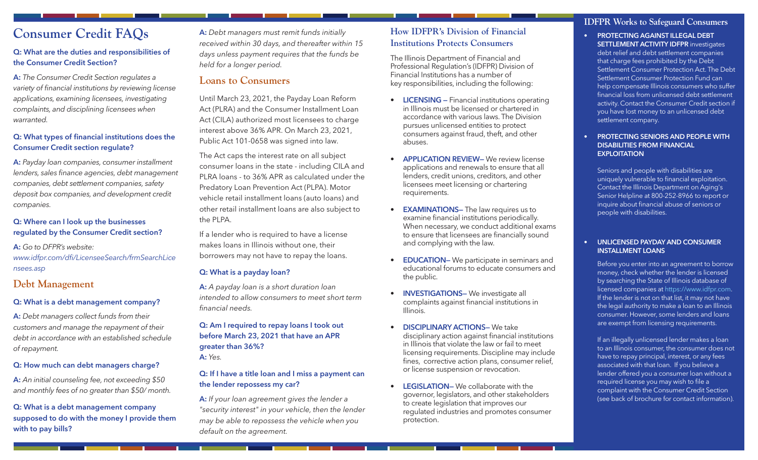# Consumer Credit FAQs

**Q: What are the duties and responsibilities of the Consumer Credit Section?**

**A:** *The Consumer Credit Section regulates a variety of financial institutions by reviewing license applications, examining licensees, investigating complaints, and disciplining licensees when warranted.*

**Q: What types of financial institutions does the Consumer Credit section regulate?**

**A:** *Payday loan companies, consumer installment lenders, sales finance agencies, debt management companies, debt settlement companies, safety deposit box companies, and development credit companies.*

**Q: Where can I look up the businesses regulated by the Consumer Credit section?**

**A:** *Go to DFPR's website: www.idfpr.com/dfi/LicenseeSearch/frmSearchLicensees.asp*

## Debt Management

**Q: What is a debt management company?**

**A:** *Debt managers collect funds from their customers and manage the repayment of their debt in accordance with an established schedule of repayment.*

**Q: How much can debt managers charge?**

**A:** *An initial counseling fee, not exceeding $50 and monthly fees of no greater than $50/ month.*

**Q: What is a debt management company supposed to do with the money I provide them with to pay bills?**

**A:** *Debt managers must remit funds initially received within 30 days, and thereafter within 15 days unless payment requires that the funds be held for a longer period.*

## Loans to Consumers

Until March 23, 2021, the Payday Loan Reform Act (PLRA) and the Consumer Installment Loan Act (CILA) authorized most licensees to charge interest above 36% APR. On March 23, 2021, Public Act 101-0658 was signed into law.

The Act caps the interest rate on all subject consumer loans in the state - including CILA and PLRA loans - to 36% APR as calculated under the Predatory Loan Prevention Act (PLPA). Motor vehicle retail installment loans (auto loans) and other retail installment loans are also subject to the PLPA.

If a lender who is required to have a license makes loans in Illinois without one, their borrowers may not have to repay the loans.

**Q: What is a payday loan?**

**A:** *A payday loan is a short duration loan intended to allow consumers to meet short term financial needs.*

**Q: Am I required to repay loans I took out before March 23, 2021 that have an APR greater than 36%?**
**A:** *Yes.*

**Q: If I have a title loan and I miss a payment can the lender repossess my car?**

**A:** *If your loan agreement gives the lender a "security interest" in your vehicle, then the lender may be able to repossess the vehicle when you default on the agreement.*

## How IDFPR's Division of Financial Institutions Protects Consumers

The Illinois Department of Financial and Professional Regulation's (IDFPR) Division of Financial Institutions has a number of key responsibilities, including the following:

- **LICENSING –** Financial institutions operating in Illinois must be licensed or chartered in accordance with various laws. The Division pursues unlicensed entities to protect consumers against fraud, theft, and other abuses.
- **APPLICATION REVIEW–** We review license applications and renewals to ensure that all lenders, credit unions, creditors, and other licensees meet licensing or chartering requirements.
- **EXAMINATIONS–** The law requires us to examine financial institutions periodically. When necessary, we conduct additional exams to ensure that licensees are financially sound and complying with the law.
- **EDUCATION–** We participate in seminars and educational forums to educate consumers and the public.
- **INVESTIGATIONS–** We investigate all complaints against financial institutions in Illinois.
- **DISCIPLINARY ACTIONS–** We take disciplinary action against financial institutions in Illinois that violate the law or fail to meet licensing requirements. Discipline may include fines, corrective action plans, consumer relief, or license suspension or revocation.
- **LEGISLATION–** We collaborate with the governor, legislators, and other stakeholders to create legislation that improves our regulated industries and promotes consumer protection.

## IDFPR Works to Safeguard Consumers

- **PROTECTING AGAINST ILLEGAL DEBT SETTLEMENT ACTIVITY IDFPR** investigates debt relief and debt settlement companies that charge fees prohibited by the Debt Settlement Consumer Protection Act. The Debt Settlement Consumer Protection Fund can help compensate Illinois consumers who suffer financial loss from unlicensed debt settlement activity. Contact the Consumer Credit section if you have lost money to an unlicensed debt settlement company.

- **PROTECTING SENIORS AND PEOPLE WITH DISABILITIES FROM FINANCIAL EXPLOITATION**

  Seniors and people with disabilities are uniquely vulnerable to financial exploitation. Contact the Illinois Department on Aging's Senior Helpline at 800-252-8966 to report or inquire about financial abuse of seniors or people with disabilities.

- **UNLICENSED PAYDAY AND CONSUMER INSTALLMENT LOANS**

  Before you enter into an agreement to borrow money, check whether the lender is licensed by searching the State of Illinois database of licensed companies at https://www.idfpr.com. If the lender is not on that list, it may not have the legal authority to make a loan to an Illinois consumer. However, some lenders and loans are exempt from licensing requirements.

  If an illegally unlicensed lender makes a loan to an Illinois consumer, the consumer does not have to repay principal, interest, or any fees associated with that loan. If you believe a lender offered you a consumer loan without a required license you may wish to file a complaint with the Consumer Credit Section (see back of brochure for contact information).